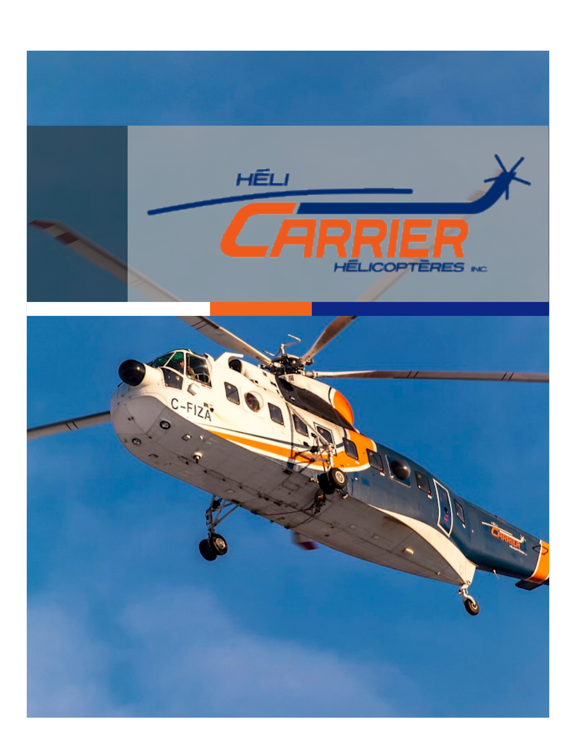# HÉLI CARRIER HÉLICOPTÈRES INC.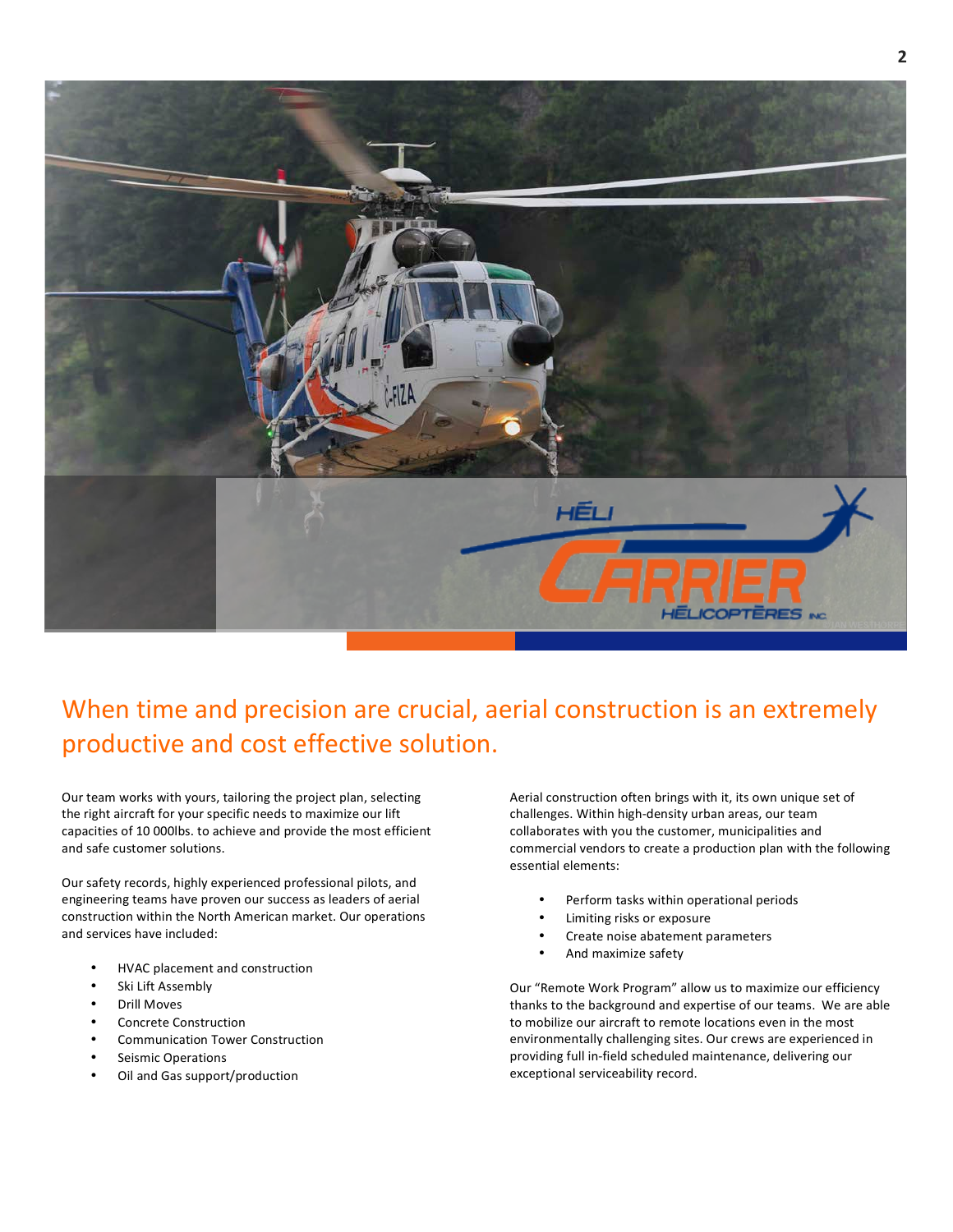## When time and precision are crucial, aerial construction is an extremely productive and cost effective solution.

Our team works with yours, tailoring the project plan, selecting the right aircraft for your specific needs to maximize our lift capacities of 10 000lbs. to achieve and provide the most efficient and safe customer solutions.

Our safety records, highly experienced professional pilots, and engineering teams have proven our success as leaders of aerial construction within the North American market. Our operations and services have included:

- HVAC placement and construction
- Ski Lift Assembly
- Drill Moves
- Concrete Construction
- Communication Tower Construction
- Seismic Operations
- Oil and Gas support/production

Aerial construction often brings with it, its own unique set of challenges. Within high-density urban areas, our team collaborates with you the customer, municipalities and commercial vendors to create a production plan with the following essential elements:

- Perform tasks within operational periods
- Limiting risks or exposure
- Create noise abatement parameters
- And maximize safety

Our "Remote Work Program" allow us to maximize our efficiency thanks to the background and expertise of our teams. We are able to mobilize our aircraft to remote locations even in the most environmentally challenging sites. Our crews are experienced in providing full in-field scheduled maintenance, delivering our exceptional serviceability record.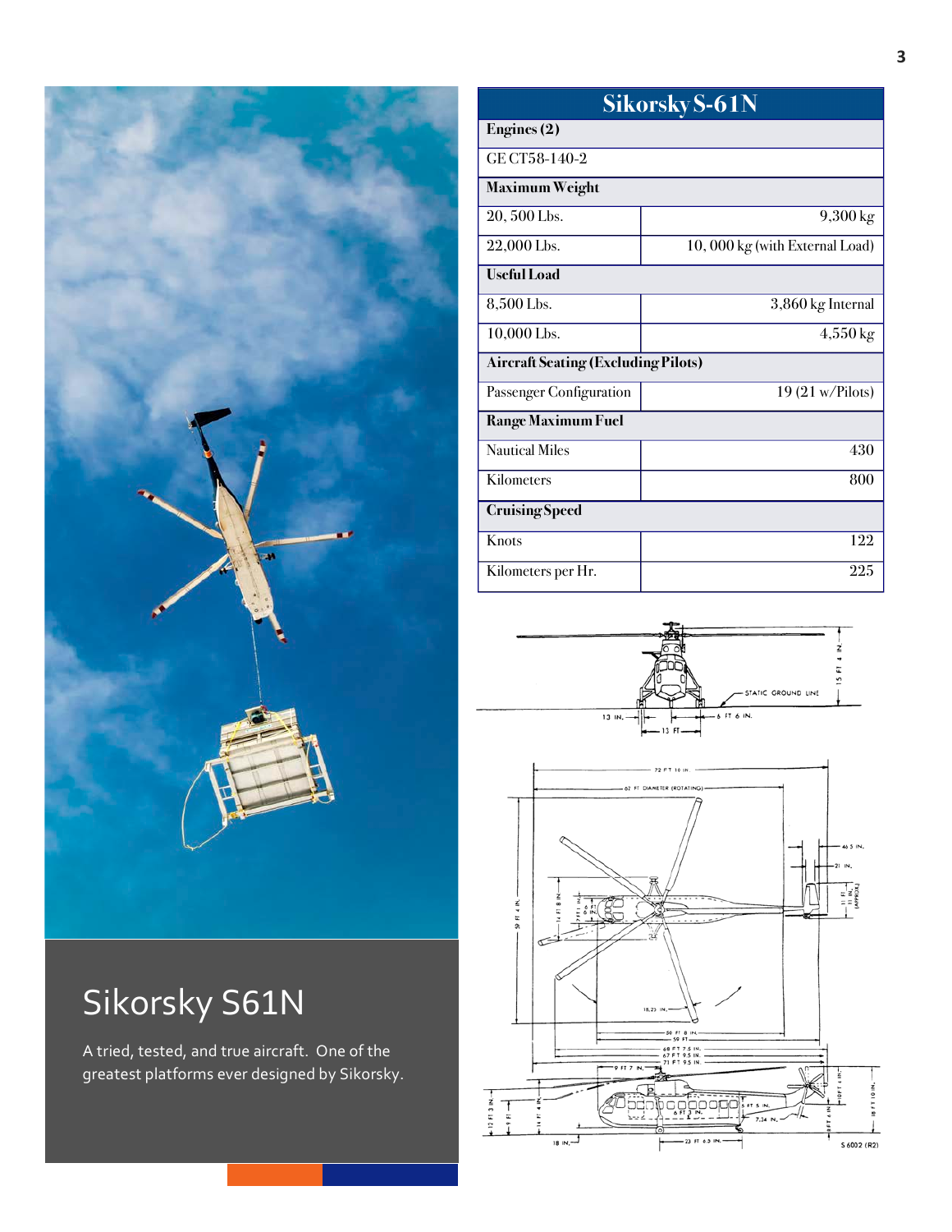# Sikorsky S61N

A tried, tested, and true aircraft. One of the greatest platforms ever designed by Sikorsky.

| Sikorsky S-61N | |
|---|---|
| **Engines (2)** | |
| GE CT58-140-2 | |
| **Maximum Weight** | |
| 20, 500 Lbs. | 9,300 kg |
| 22,000 Lbs. | 10, 000 kg (with External Load) |
| **Useful Load** | |
| 8,500 Lbs. | 3,860 kg Internal |
| 10,000 Lbs. | 4,550 kg |
| **Aircraft Seating (Excluding Pilots)** | |
| Passenger Configuration | 19 (21 w/Pilots) |
| **Range Maximum Fuel** | |
| Nautical Miles | 430 |
| Kilometers | 800 |
| **Cruising Speed** | |
| Knots | 122 |
| Kilometers per Hr. | 225 |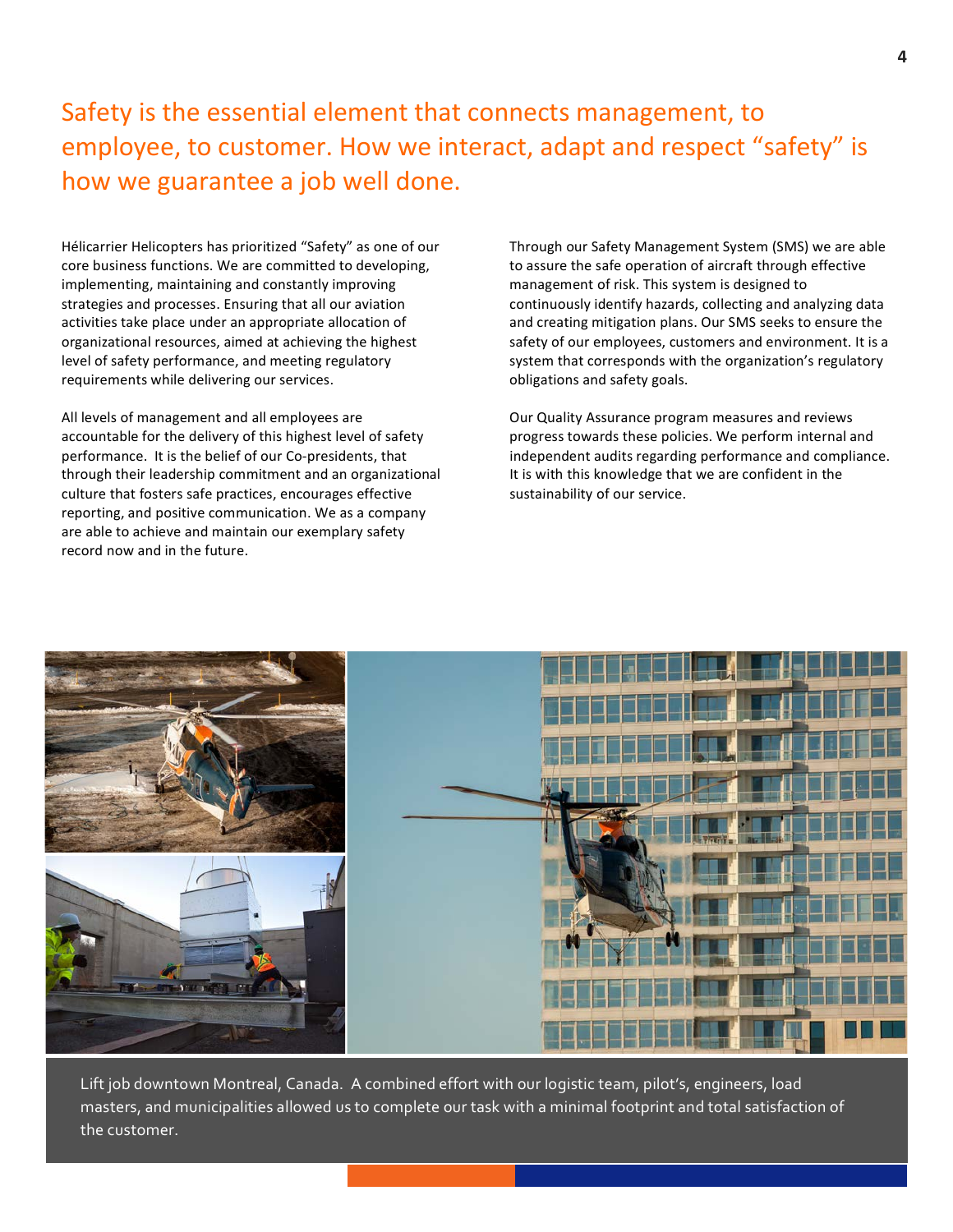# Safety is the essential element that connects management, to employee, to customer. How we interact, adapt and respect "safety" is how we guarantee a job well done.

Hélicarrier Helicopters has prioritized "Safety" as one of our core business functions. We are committed to developing, implementing, maintaining and constantly improving strategies and processes. Ensuring that all our aviation activities take place under an appropriate allocation of organizational resources, aimed at achieving the highest level of safety performance, and meeting regulatory requirements while delivering our services.

All levels of management and all employees are accountable for the delivery of this highest level of safety performance. It is the belief of our Co-presidents, that through their leadership commitment and an organizational culture that fosters safe practices, encourages effective reporting, and positive communication. We as a company are able to achieve and maintain our exemplary safety record now and in the future.

Through our Safety Management System (SMS) we are able to assure the safe operation of aircraft through effective management of risk. This system is designed to continuously identify hazards, collecting and analyzing data and creating mitigation plans. Our SMS seeks to ensure the safety of our employees, customers and environment. It is a system that corresponds with the organization's regulatory obligations and safety goals.

Our Quality Assurance program measures and reviews progress towards these policies. We perform internal and independent audits regarding performance and compliance. It is with this knowledge that we are confident in the sustainability of our service.

Lift job downtown Montreal, Canada. A combined effort with our logistic team, pilot's, engineers, load masters, and municipalities allowed us to complete our task with a minimal footprint and total satisfaction of the customer.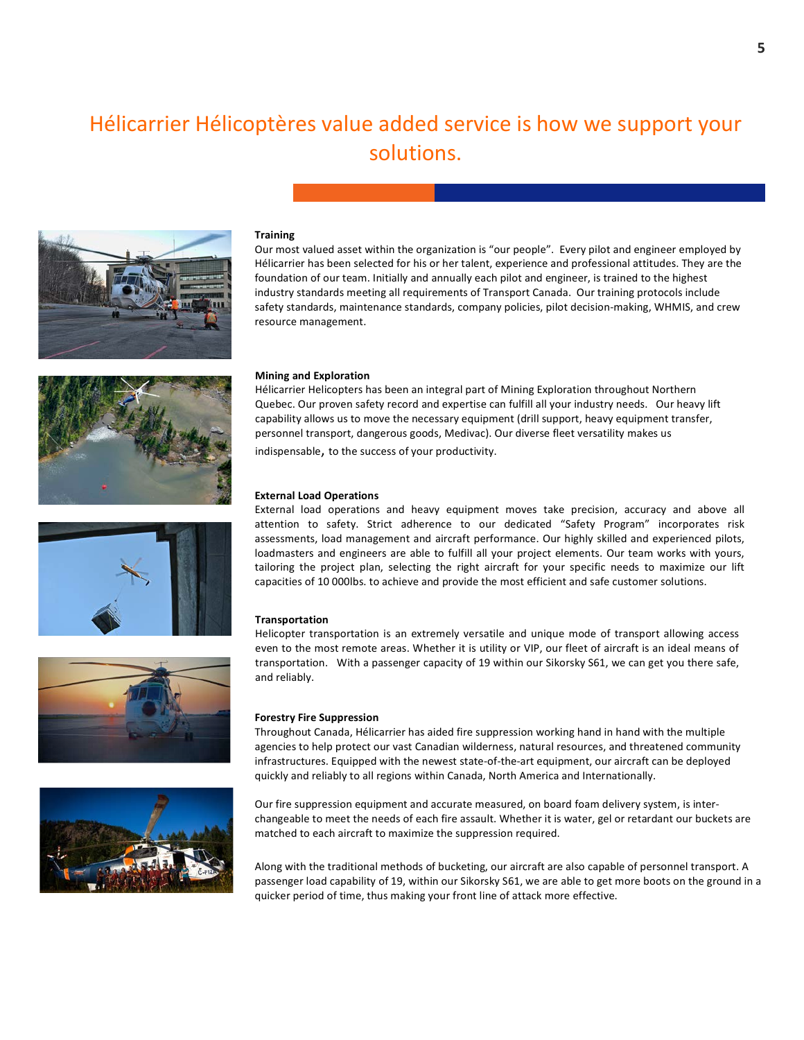# Hélicarrier Hélicoptères value added service is how we support your solutions.

**Training**

Our most valued asset within the organization is "our people". Every pilot and engineer employed by Hélicarrier has been selected for his or her talent, experience and professional attitudes. They are the foundation of our team. Initially and annually each pilot and engineer, is trained to the highest industry standards meeting all requirements of Transport Canada. Our training protocols include safety standards, maintenance standards, company policies, pilot decision-making, WHMIS, and crew resource management.

**Mining and Exploration**

Hélicarrier Helicopters has been an integral part of Mining Exploration throughout Northern Quebec. Our proven safety record and expertise can fulfill all your industry needs. Our heavy lift capability allows us to move the necessary equipment (drill support, heavy equipment transfer, personnel transport, dangerous goods, Medivac). Our diverse fleet versatility makes us indispensable, to the success of your productivity.

**External Load Operations**

External load operations and heavy equipment moves take precision, accuracy and above all attention to safety. Strict adherence to our dedicated "Safety Program" incorporates risk assessments, load management and aircraft performance. Our highly skilled and experienced pilots, loadmasters and engineers are able to fulfill all your project elements. Our team works with yours, tailoring the project plan, selecting the right aircraft for your specific needs to maximize our lift capacities of 10 000lbs. to achieve and provide the most efficient and safe customer solutions.

**Transportation**

Helicopter transportation is an extremely versatile and unique mode of transport allowing access even to the most remote areas. Whether it is utility or VIP, our fleet of aircraft is an ideal means of transportation. With a passenger capacity of 19 within our Sikorsky S61, we can get you there safe, and reliably.

**Forestry Fire Suppression**

Throughout Canada, Hélicarrier has aided fire suppression working hand in hand with the multiple agencies to help protect our vast Canadian wilderness, natural resources, and threatened community infrastructures. Equipped with the newest state-of-the-art equipment, our aircraft can be deployed quickly and reliably to all regions within Canada, North America and Internationally.

Our fire suppression equipment and accurate measured, on board foam delivery system, is inter-changeable to meet the needs of each fire assault. Whether it is water, gel or retardant our buckets are matched to each aircraft to maximize the suppression required.

Along with the traditional methods of bucketing, our aircraft are also capable of personnel transport. A passenger load capability of 19, within our Sikorsky S61, we are able to get more boots on the ground in a quicker period of time, thus making your front line of attack more effective.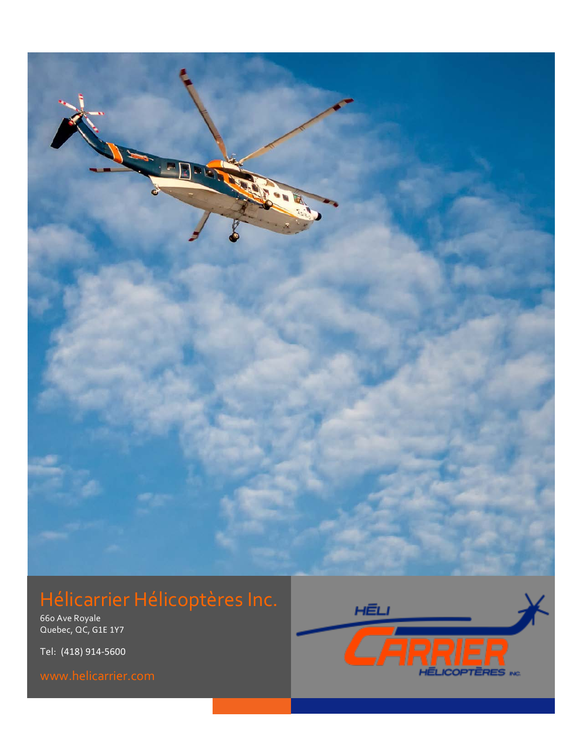# Hélicarrier Hélicoptères Inc.

660 Ave Royale
Quebec, QC, G1E 1Y7

Tel: (418) 914-5600

www.helicarrier.com